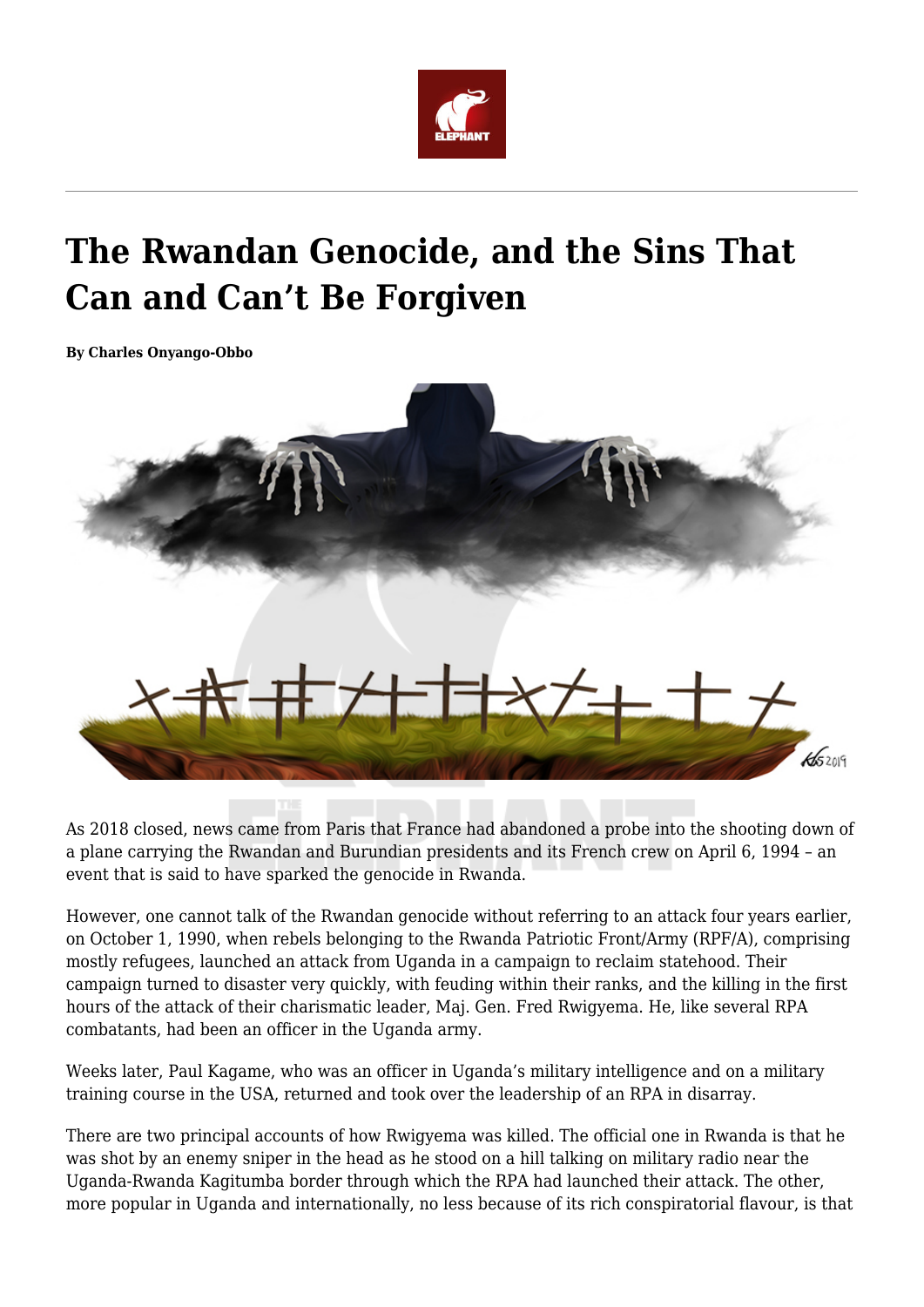# The Rwandan Genocide, and the Sins That Can and Can't Be Forgiven

**By Charles Onyango-Obbo**

As 2018 closed, news came from Paris that France had abandoned a probe into the shooting down of a plane carrying the Rwandan and Burundian presidents and its French crew on April 6, 1994 – an event that is said to have sparked the genocide in Rwanda.

However, one cannot talk of the Rwandan genocide without referring to an attack four years earlier, on October 1, 1990, when rebels belonging to the Rwanda Patriotic Front/Army (RPF/A), comprising mostly refugees, launched an attack from Uganda in a campaign to reclaim statehood. Their campaign turned to disaster very quickly, with feuding within their ranks, and the killing in the first hours of the attack of their charismatic leader, Maj. Gen. Fred Rwigyema. He, like several RPA combatants, had been an officer in the Uganda army.

Weeks later, Paul Kagame, who was an officer in Uganda's military intelligence and on a military training course in the USA, returned and took over the leadership of an RPA in disarray.

There are two principal accounts of how Rwigyema was killed. The official one in Rwanda is that he was shot by an enemy sniper in the head as he stood on a hill talking on military radio near the Uganda-Rwanda Kagitumba border through which the RPA had launched their attack. The other, more popular in Uganda and internationally, no less because of its rich conspiratorial flavour, is that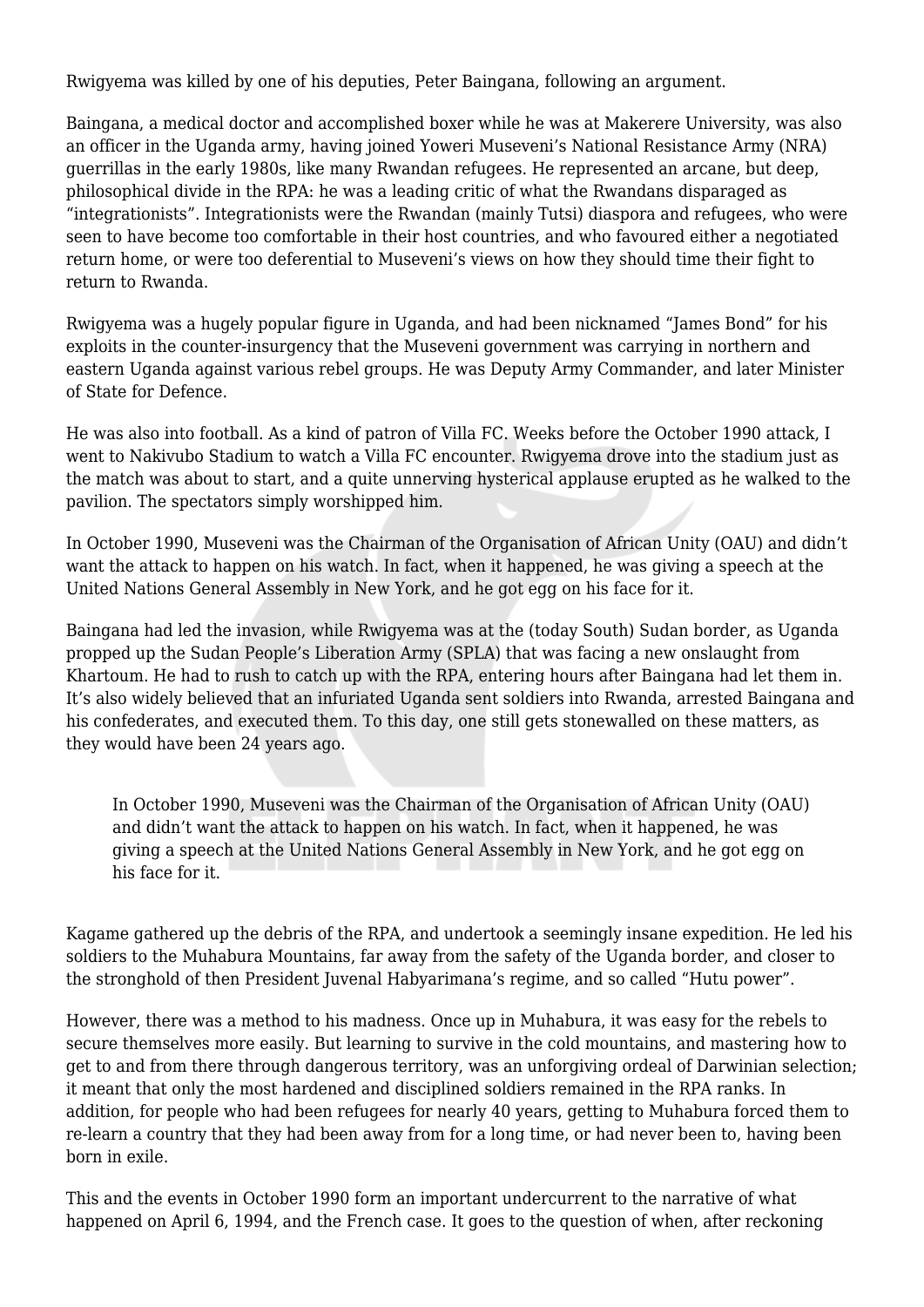Rwigyema was killed by one of his deputies, Peter Baingana, following an argument.

Baingana, a medical doctor and accomplished boxer while he was at Makerere University, was also an officer in the Uganda army, having joined Yoweri Museveni's National Resistance Army (NRA) guerrillas in the early 1980s, like many Rwandan refugees. He represented an arcane, but deep, philosophical divide in the RPA: he was a leading critic of what the Rwandans disparaged as "integrationists". Integrationists were the Rwandan (mainly Tutsi) diaspora and refugees, who were seen to have become too comfortable in their host countries, and who favoured either a negotiated return home, or were too deferential to Museveni's views on how they should time their fight to return to Rwanda.

Rwigyema was a hugely popular figure in Uganda, and had been nicknamed "James Bond" for his exploits in the counter-insurgency that the Museveni government was carrying in northern and eastern Uganda against various rebel groups. He was Deputy Army Commander, and later Minister of State for Defence.

He was also into football. As a kind of patron of Villa FC. Weeks before the October 1990 attack, I went to Nakivubo Stadium to watch a Villa FC encounter. Rwigyema drove into the stadium just as the match was about to start, and a quite unnerving hysterical applause erupted as he walked to the pavilion. The spectators simply worshipped him.

In October 1990, Museveni was the Chairman of the Organisation of African Unity (OAU) and didn't want the attack to happen on his watch. In fact, when it happened, he was giving a speech at the United Nations General Assembly in New York, and he got egg on his face for it.

Baingana had led the invasion, while Rwigyema was at the (today South) Sudan border, as Uganda propped up the Sudan People's Liberation Army (SPLA) that was facing a new onslaught from Khartoum. He had to rush to catch up with the RPA, entering hours after Baingana had let them in. It's also widely believed that an infuriated Uganda sent soldiers into Rwanda, arrested Baingana and his confederates, and executed them. To this day, one still gets stonewalled on these matters, as they would have been 24 years ago.

> In October 1990, Museveni was the Chairman of the Organisation of African Unity (OAU) and didn't want the attack to happen on his watch. In fact, when it happened, he was giving a speech at the United Nations General Assembly in New York, and he got egg on his face for it.

Kagame gathered up the debris of the RPA, and undertook a seemingly insane expedition. He led his soldiers to the Muhabura Mountains, far away from the safety of the Uganda border, and closer to the stronghold of then President Juvenal Habyarimana's regime, and so called "Hutu power".

However, there was a method to his madness. Once up in Muhabura, it was easy for the rebels to secure themselves more easily. But learning to survive in the cold mountains, and mastering how to get to and from there through dangerous territory, was an unforgiving ordeal of Darwinian selection; it meant that only the most hardened and disciplined soldiers remained in the RPA ranks. In addition, for people who had been refugees for nearly 40 years, getting to Muhabura forced them to re-learn a country that they had been away from for a long time, or had never been to, having been born in exile.

This and the events in October 1990 form an important undercurrent to the narrative of what happened on April 6, 1994, and the French case. It goes to the question of when, after reckoning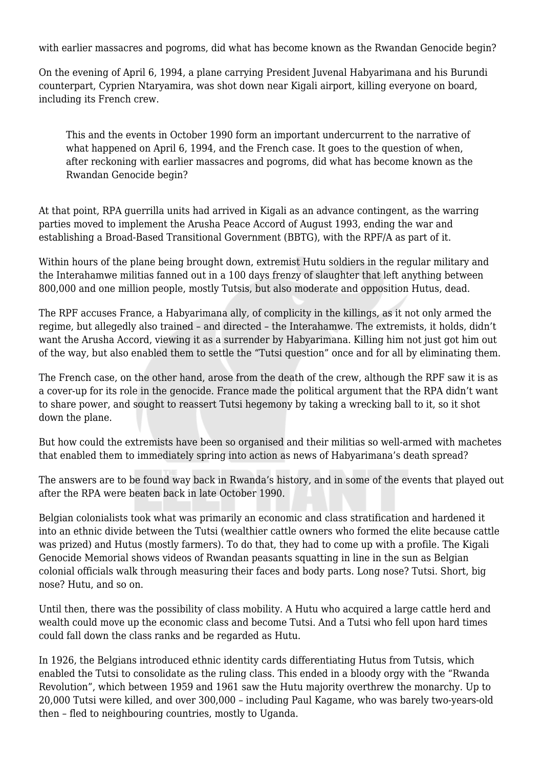with earlier massacres and pogroms, did what has become known as the Rwandan Genocide begin?

On the evening of April 6, 1994, a plane carrying President Juvenal Habyarimana and his Burundi counterpart, Cyprien Ntaryamira, was shot down near Kigali airport, killing everyone on board, including its French crew.

> This and the events in October 1990 form an important undercurrent to the narrative of what happened on April 6, 1994, and the French case. It goes to the question of when, after reckoning with earlier massacres and pogroms, did what has become known as the Rwandan Genocide begin?

At that point, RPA guerrilla units had arrived in Kigali as an advance contingent, as the warring parties moved to implement the Arusha Peace Accord of August 1993, ending the war and establishing a Broad-Based Transitional Government (BBTG), with the RPF/A as part of it.

Within hours of the plane being brought down, extremist Hutu soldiers in the regular military and the Interahamwe militias fanned out in a 100 days frenzy of slaughter that left anything between 800,000 and one million people, mostly Tutsis, but also moderate and opposition Hutus, dead.

The RPF accuses France, a Habyarimana ally, of complicity in the killings, as it not only armed the regime, but allegedly also trained – and directed – the Interahamwe. The extremists, it holds, didn't want the Arusha Accord, viewing it as a surrender by Habyarimana. Killing him not just got him out of the way, but also enabled them to settle the "Tutsi question" once and for all by eliminating them.

The French case, on the other hand, arose from the death of the crew, although the RPF saw it is as a cover-up for its role in the genocide. France made the political argument that the RPA didn't want to share power, and sought to reassert Tutsi hegemony by taking a wrecking ball to it, so it shot down the plane.

But how could the extremists have been so organised and their militias so well-armed with machetes that enabled them to immediately spring into action as news of Habyarimana's death spread?

The answers are to be found way back in Rwanda's history, and in some of the events that played out after the RPA were beaten back in late October 1990.

Belgian colonialists took what was primarily an economic and class stratification and hardened it into an ethnic divide between the Tutsi (wealthier cattle owners who formed the elite because cattle was prized) and Hutus (mostly farmers). To do that, they had to come up with a profile. The Kigali Genocide Memorial shows videos of Rwandan peasants squatting in line in the sun as Belgian colonial officials walk through measuring their faces and body parts. Long nose? Tutsi. Short, big nose? Hutu, and so on.

Until then, there was the possibility of class mobility. A Hutu who acquired a large cattle herd and wealth could move up the economic class and become Tutsi. And a Tutsi who fell upon hard times could fall down the class ranks and be regarded as Hutu.

In 1926, the Belgians introduced ethnic identity cards differentiating Hutus from Tutsis, which enabled the Tutsi to consolidate as the ruling class. This ended in a bloody orgy with the "Rwanda Revolution", which between 1959 and 1961 saw the Hutu majority overthrew the monarchy. Up to 20,000 Tutsi were killed, and over 300,000 – including Paul Kagame, who was barely two-years-old then – fled to neighbouring countries, mostly to Uganda.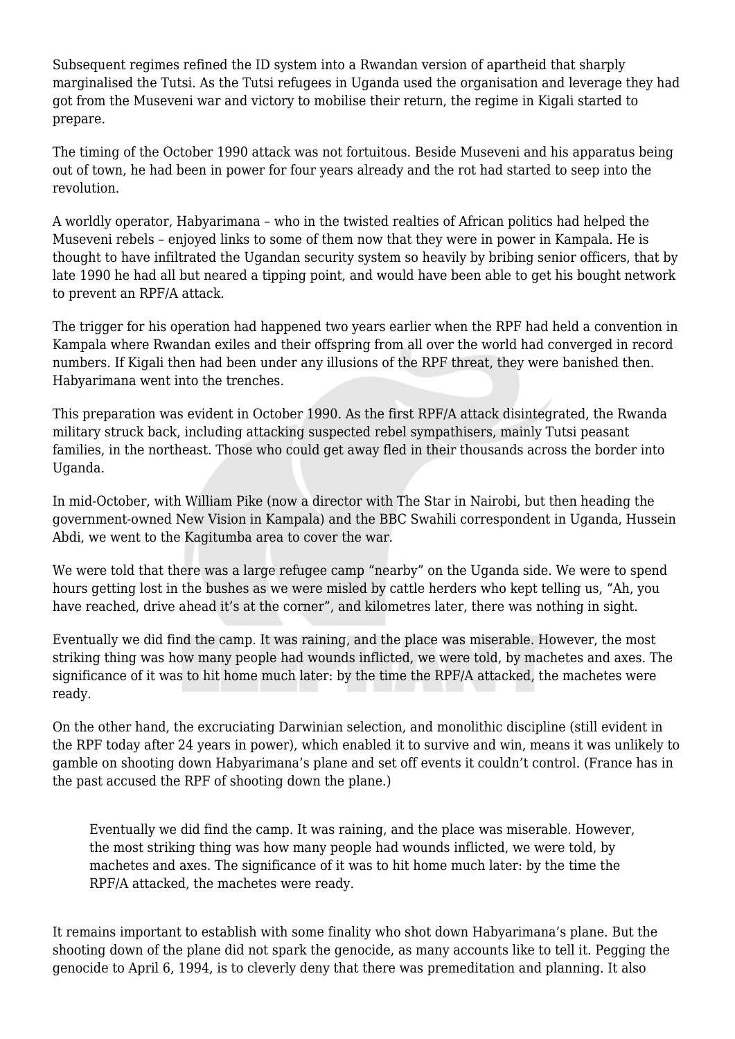Subsequent regimes refined the ID system into a Rwandan version of apartheid that sharply marginalised the Tutsi. As the Tutsi refugees in Uganda used the organisation and leverage they had got from the Museveni war and victory to mobilise their return, the regime in Kigali started to prepare.

The timing of the October 1990 attack was not fortuitous. Beside Museveni and his apparatus being out of town, he had been in power for four years already and the rot had started to seep into the revolution.

A worldly operator, Habyarimana – who in the twisted realties of African politics had helped the Museveni rebels – enjoyed links to some of them now that they were in power in Kampala. He is thought to have infiltrated the Ugandan security system so heavily by bribing senior officers, that by late 1990 he had all but neared a tipping point, and would have been able to get his bought network to prevent an RPF/A attack.

The trigger for his operation had happened two years earlier when the RPF had held a convention in Kampala where Rwandan exiles and their offspring from all over the world had converged in record numbers. If Kigali then had been under any illusions of the RPF threat, they were banished then. Habyarimana went into the trenches.

This preparation was evident in October 1990. As the first RPF/A attack disintegrated, the Rwanda military struck back, including attacking suspected rebel sympathisers, mainly Tutsi peasant families, in the northeast. Those who could get away fled in their thousands across the border into Uganda.

In mid-October, with William Pike (now a director with The Star in Nairobi, but then heading the government-owned New Vision in Kampala) and the BBC Swahili correspondent in Uganda, Hussein Abdi, we went to the Kagitumba area to cover the war.

We were told that there was a large refugee camp "nearby" on the Uganda side. We were to spend hours getting lost in the bushes as we were misled by cattle herders who kept telling us, "Ah, you have reached, drive ahead it's at the corner", and kilometres later, there was nothing in sight.

Eventually we did find the camp. It was raining, and the place was miserable. However, the most striking thing was how many people had wounds inflicted, we were told, by machetes and axes. The significance of it was to hit home much later: by the time the RPF/A attacked, the machetes were ready.

On the other hand, the excruciating Darwinian selection, and monolithic discipline (still evident in the RPF today after 24 years in power), which enabled it to survive and win, means it was unlikely to gamble on shooting down Habyarimana's plane and set off events it couldn't control. (France has in the past accused the RPF of shooting down the plane.)

> Eventually we did find the camp. It was raining, and the place was miserable. However, the most striking thing was how many people had wounds inflicted, we were told, by machetes and axes. The significance of it was to hit home much later: by the time the RPF/A attacked, the machetes were ready.

It remains important to establish with some finality who shot down Habyarimana's plane. But the shooting down of the plane did not spark the genocide, as many accounts like to tell it. Pegging the genocide to April 6, 1994, is to cleverly deny that there was premeditation and planning. It also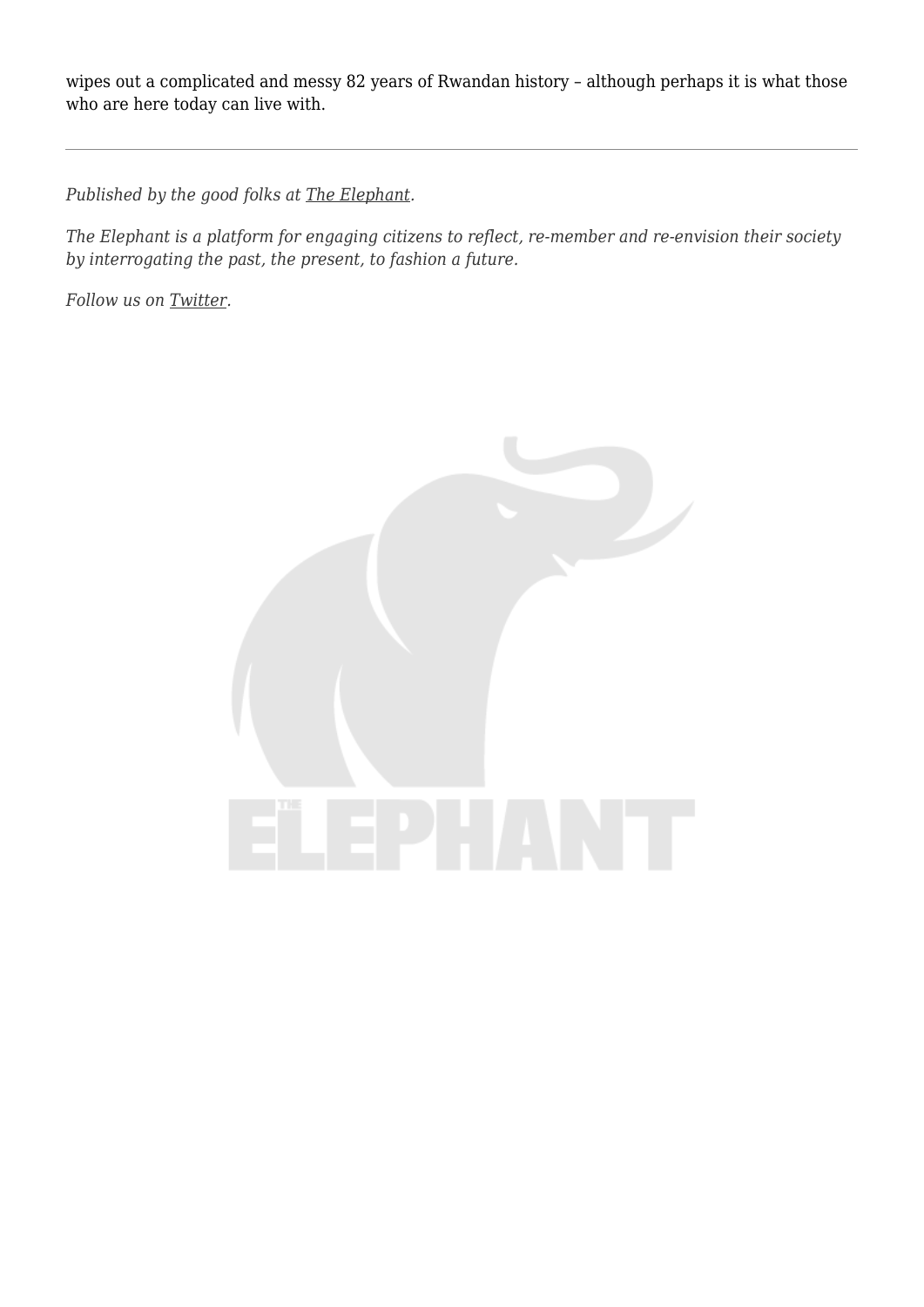wipes out a complicated and messy 82 years of Rwandan history – although perhaps it is what those who are here today can live with.

---

*Published by the good folks at The Elephant.*

*The Elephant is a platform for engaging citizens to reflect, re-member and re-envision their society by interrogating the past, the present, to fashion a future.*

*Follow us on Twitter.*